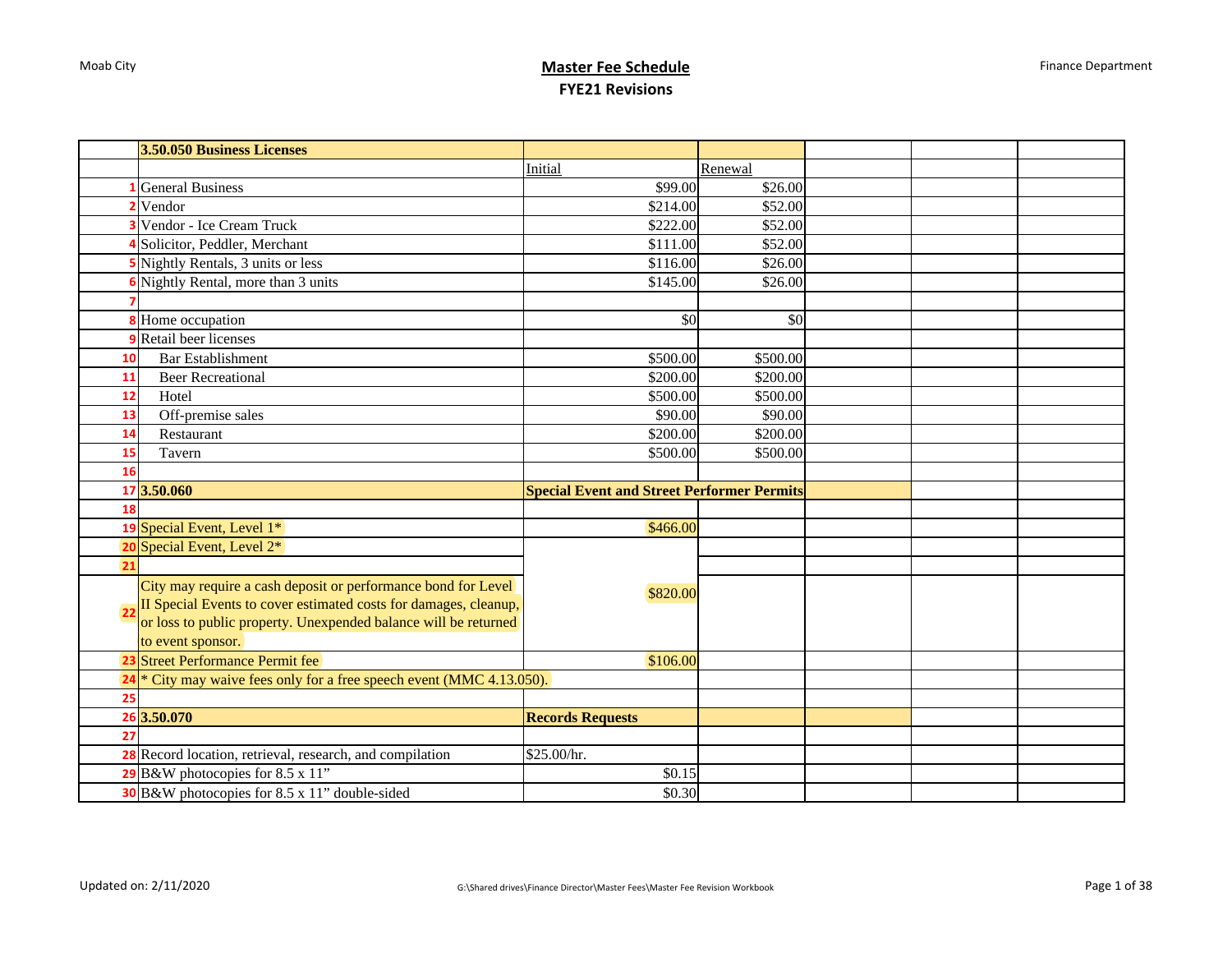# Master Fee Schedule

## FYE21 Revisions

| | 3.50.050 Business Licenses | | | | | |
|---|---|---|---|---|---|---|
| | | Initial | Renewal | | | |
| 1 | General Business | $99.00 | $26.00 | | | |
| 2 | Vendor | $214.00 | $52.00 | | | |
| 3 | Vendor - Ice Cream Truck | $222.00 | $52.00 | | | |
| 4 | Solicitor, Peddler, Merchant | $111.00 | $52.00 | | | |
| 5 | Nightly Rentals, 3 units or less | $116.00 | $26.00 | | | |
| 6 | Nightly Rental, more than 3 units | $145.00 | $26.00 | | | |
| 7 | | | | | | |
| 8 | Home occupation | $0 | $0 | | | |
| 9 | Retail beer licenses | | | | | |
| 10 | Bar Establishment | $500.00 | $500.00 | | | |
| 11 | Beer Recreational | $200.00 | $200.00 | | | |
| 12 | Hotel | $500.00 | $500.00 | | | |
| 13 | Off-premise sales | $90.00 | $90.00 | | | |
| 14 | Restaurant | $200.00 | $200.00 | | | |
| 15 | Tavern | $500.00 | $500.00 | | | |
| 16 | | | | | | |
| 17 | **3.50.060** | **Special Event and Street Performer Permits** | | | | |
| 18 | | | | | | |
| 19 | Special Event, Level 1* | $466.00 | | | | |
| 20 | Special Event, Level 2* | $820.00 | | | | |
| 21 | | | | | | |
| 22 | City may require a cash deposit or performance bond for Level II Special Events to cover estimated costs for damages, cleanup, or loss to public property. Unexpended balance will be returned to event sponsor. | | | | | |
| 23 | Street Performance Permit fee | $106.00 | | | | |
| 24 | * City may waive fees only for a free speech event (MMC 4.13.050). | | | | | |
| 25 | | | | | | |
| 26 | **3.50.070** | **Records Requests** | | | | |
| 27 | | | | | | |
| 28 | Record location, retrieval, research, and compilation | $25.00/hr. | | | | |
| 29 | B&W photocopies for 8.5 x 11” | $0.15 | | | | |
| 30 | B&W photocopies for 8.5 x 11” double-sided | $0.30 | | | | |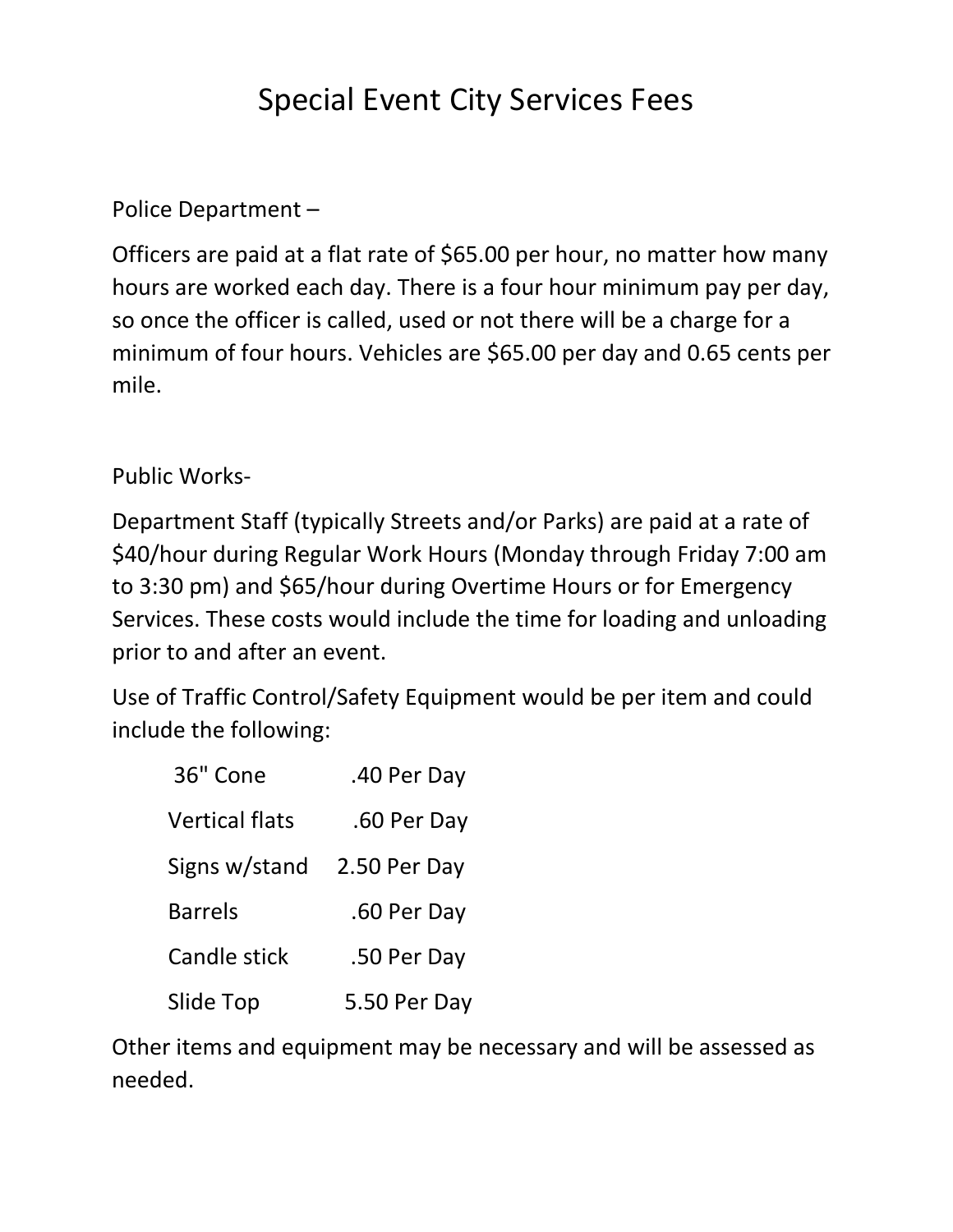# Special Event City Services Fees

Police Department –

Officers are paid at a flat rate of $65.00 per hour, no matter how many hours are worked each day. There is a four hour minimum pay per day, so once the officer is called, used or not there will be a charge for a minimum of four hours. Vehicles are $65.00 per day and 0.65 cents per mile.

Public Works-

Department Staff (typically Streets and/or Parks) are paid at a rate of $40/hour during Regular Work Hours (Monday through Friday 7:00 am to 3:30 pm) and $65/hour during Overtime Hours or for Emergency Services. These costs would include the time for loading and unloading prior to and after an event.

Use of Traffic Control/Safety Equipment would be per item and could include the following:

| Item | Rate |
|---|---|
| 36" Cone | .40 Per Day |
| Vertical flats | .60 Per Day |
| Signs w/stand | 2.50 Per Day |
| Barrels | .60 Per Day |
| Candle stick | .50 Per Day |
| Slide Top | 5.50 Per Day |

Other items and equipment may be necessary and will be assessed as needed.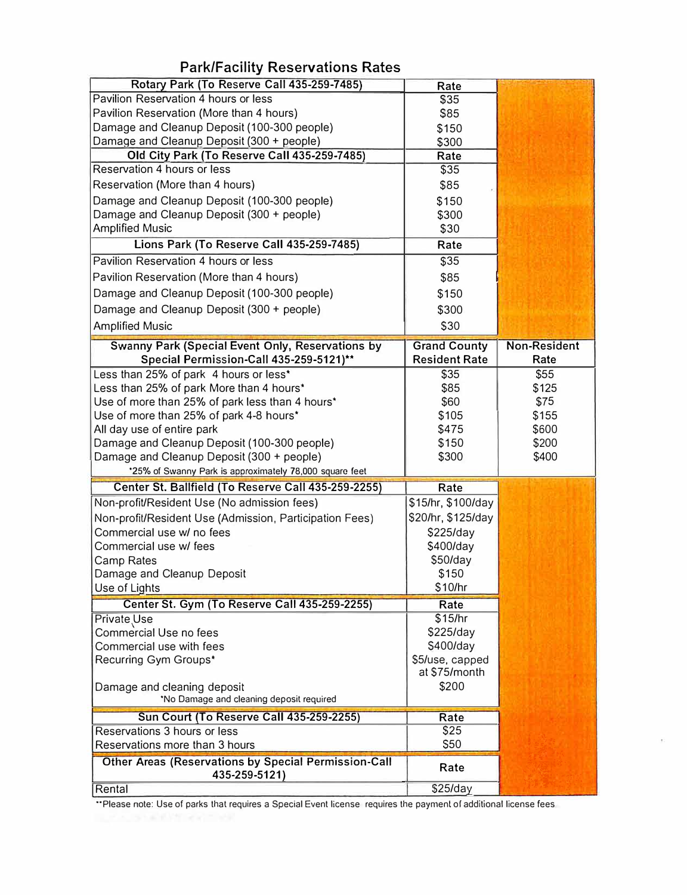## Park/Facility Reservations Rates

| Rotary Park (To Reserve Call 435-259-7485) | Rate | |
|---|---|---|
| Pavilion Reservation 4 hours or less | $35 | |
| Pavilion Reservation (More than 4 hours) | $85 | |
| Damage and Cleanup Deposit (100-300 people) | $150 | |
| Damage and Cleanup Deposit (300 + people) | $300 | |
| **Old City Park (To Reserve Call 435-259-7485)** | **Rate** | |
| Reservation 4 hours or less | $35 | |
| Reservation (More than 4 hours) | $85 | |
| Damage and Cleanup Deposit (100-300 people) | $150 | |
| Damage and Cleanup Deposit (300 + people) | $300 | |
| Amplified Music | $30 | |
| **Lions Park (To Reserve Call 435-259-7485)** | **Rate** | |
| Pavilion Reservation 4 hours or less | $35 | |
| Pavilion Reservation (More than 4 hours) | $85 | |
| Damage and Cleanup Deposit (100-300 people) | $150 | |
| Damage and Cleanup Deposit (300 + people) | $300 | |
| Amplified Music | $30 | |
| **Swanny Park (Special Event Only, Reservations by Special Permission-Call 435-259-5121)**** | **Grand County Resident Rate** | **Non-Resident Rate** |
| Less than 25% of park 4 hours or less* | $35 | $55 |
| Less than 25% of park More than 4 hours* | $85 | $125 |
| Use of more than 25% of park less than 4 hours* | $60 | $75 |
| Use of more than 25% of park 4-8 hours* | $105 | $155 |
| All day use of entire park | $475 | $600 |
| Damage and Cleanup Deposit (100-300 people) | $150 | $200 |
| Damage and Cleanup Deposit (300 + people) | $300 | $400 |
| *25% of Swanny Park is approximately 78,000 square feet | | |
| **Center St. Ballfield (To Reserve Call 435-259-2255)** | **Rate** | |
| Non-profit/Resident Use (No admission fees) | $15/hr, $100/day | |
| Non-profit/Resident Use (Admission, Participation Fees) | $20/hr, $125/day | |
| Commercial use w/ no fees | $225/day | |
| Commercial use w/ fees | $400/day | |
| Camp Rates | $50/day | |
| Damage and Cleanup Deposit | $150 | |
| Use of Lights | $10/hr | |
| **Center St. Gym (To Reserve Call 435-259-2255)** | **Rate** | |
| Private Use | $15/hr | |
| Commercial Use no fees | $225/day | |
| Commercial use with fees | $400/day | |
| Recurring Gym Groups* | $5/use, capped at $75/month | |
| Damage and cleaning deposit | $200 | |
| *No Damage and cleaning deposit required | | |
| **Sun Court (To Reserve Call 435-259-2255)** | **Rate** | |
| Reservations 3 hours or less | $25 | |
| Reservations more than 3 hours | $50 | |
| **Other Areas (Reservations by Special Permission-Call 435-259-5121)** | **Rate** | |
| Rental | $25/day | |

**Please note: Use of parks that requires a Special Event license requires the payment of additional license fees